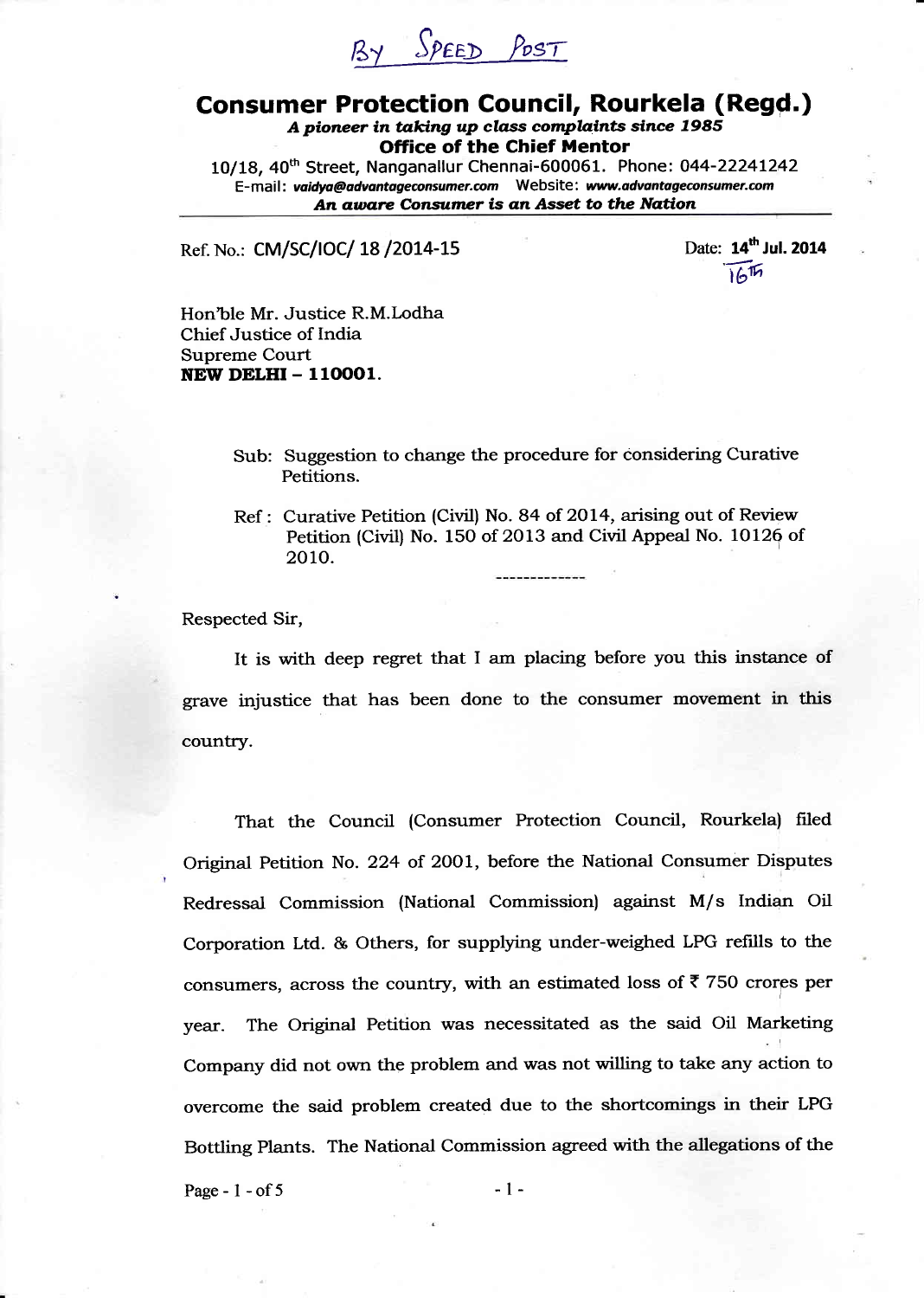BY SPEED POST

# Consumer Protection Council, Rourkela (Regd.)

***A pioneer in taking up class complaints since 1985***

**Office of the Chief Mentor**

10/18, 40th Street, Nanganallur Chennai-600061. Phone: 044-22241242

E-mail: *vaidya@advantageconsumer.com* Website: *www.advantageconsumer.com*

***An aware Consumer is an Asset to the Nation***

---

Ref. No.: CM/SC/IOC/ 18 /2014-15

Date: **14th Jul. 2014** 16th

Hon'ble Mr. Justice R.M.Lodha
Chief Justice of India
Supreme Court
**NEW DELHI – 110001.**

Sub: Suggestion to change the procedure for considering Curative Petitions.

Ref : Curative Petition (Civil) No. 84 of 2014, arising out of Review Petition (Civil) No. 150 of 2013 and Civil Appeal No. 10126 of 2010.

-------------

Respected Sir,

It is with deep regret that I am placing before you this instance of grave injustice that has been done to the consumer movement in this country.

That the Council (Consumer Protection Council, Rourkela) filed Original Petition No. 224 of 2001, before the National Consumer Disputes Redressal Commission (National Commission) against M/s Indian Oil Corporation Ltd. & Others, for supplying under-weighed LPG refills to the consumers, across the country, with an estimated loss of ₹ 750 crores per year. The Original Petition was necessitated as the said Oil Marketing Company did not own the problem and was not willing to take any action to overcome the said problem created due to the shortcomings in their LPG Bottling Plants. The National Commission agreed with the allegations of the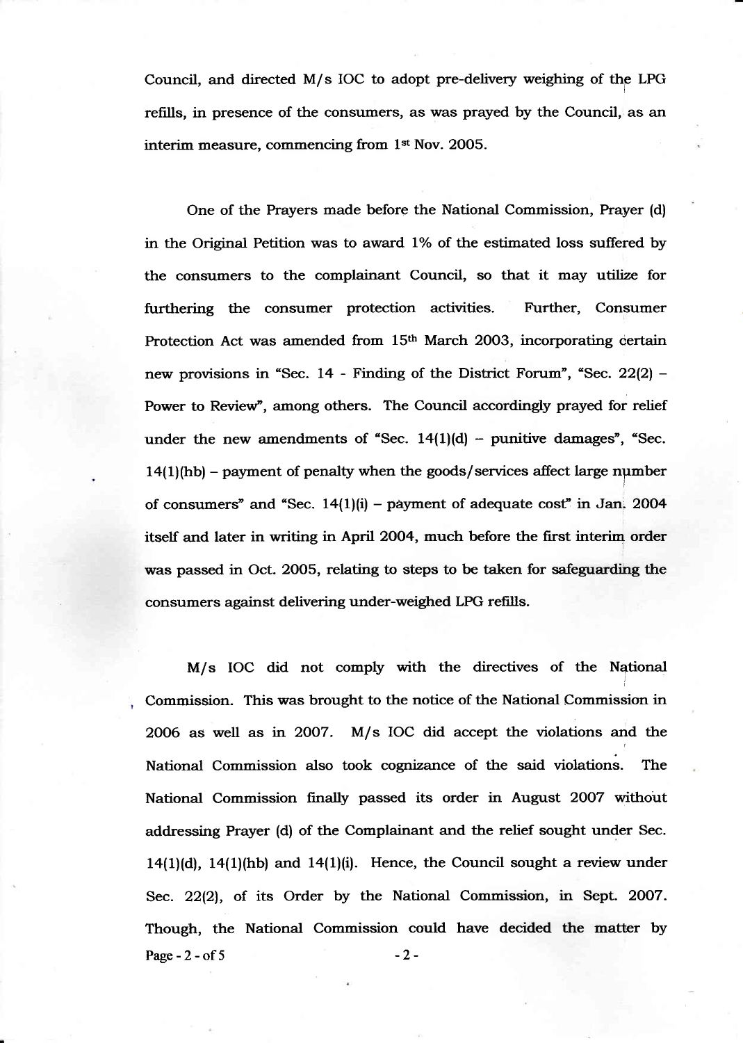Council, and directed M/s IOC to adopt pre-delivery weighing of the LPG refills, in presence of the consumers, as was prayed by the Council, as an interim measure, commencing from 1st Nov. 2005.

One of the Prayers made before the National Commission, Prayer (d) in the Original Petition was to award 1% of the estimated loss suffered by the consumers to the complainant Council, so that it may utilize for furthering the consumer protection activities. Further, Consumer Protection Act was amended from 15th March 2003, incorporating certain new provisions in "Sec. 14 - Finding of the District Forum", "Sec. 22(2) – Power to Review", among others. The Council accordingly prayed for relief under the new amendments of "Sec. 14(1)(d) – punitive damages", "Sec. 14(1)(hb) – payment of penalty when the goods/services affect large number of consumers" and "Sec. 14(1)(i) – payment of adequate cost" in Jan. 2004 itself and later in writing in April 2004, much before the first interim order was passed in Oct. 2005, relating to steps to be taken for safeguarding the consumers against delivering under-weighed LPG refills.

M/s IOC did not comply with the directives of the National Commission. This was brought to the notice of the National Commission in 2006 as well as in 2007. M/s IOC did accept the violations and the National Commission also took cognizance of the said violations. The National Commission finally passed its order in August 2007 without addressing Prayer (d) of the Complainant and the relief sought under Sec. 14(1)(d), 14(1)(hb) and 14(1)(i). Hence, the Council sought a review under Sec. 22(2), of its Order by the National Commission, in Sept. 2007. Though, the National Commission could have decided the matter by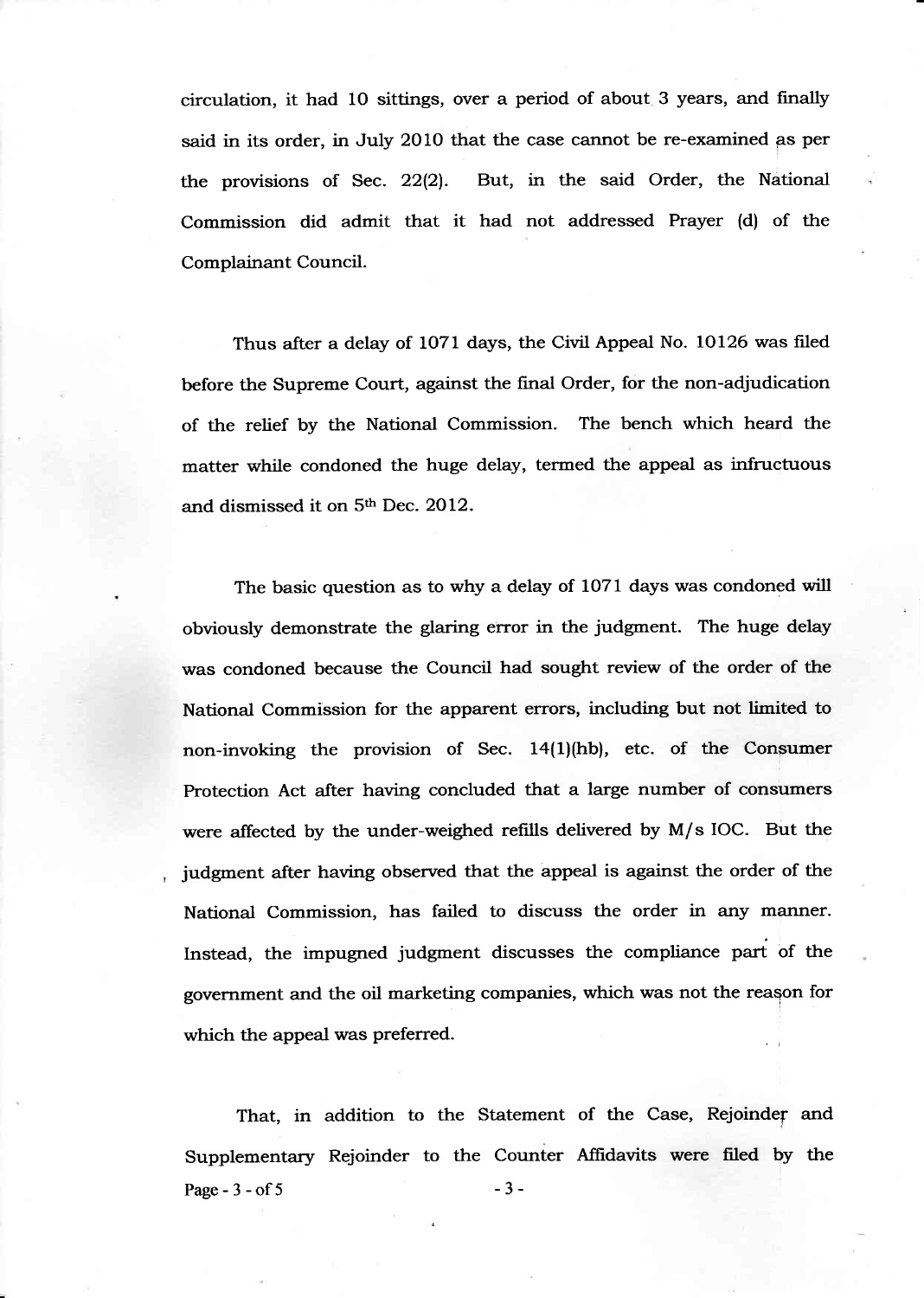circulation, it had 10 sittings, over a period of about 3 years, and finally said in its order, in July 2010 that the case cannot be re-examined as per the provisions of Sec. 22(2). But, in the said Order, the National Commission did admit that it had not addressed Prayer (d) of the Complainant Council.

Thus after a delay of 1071 days, the Civil Appeal No. 10126 was filed before the Supreme Court, against the final Order, for the non-adjudication of the relief by the National Commission. The bench which heard the matter while condoned the huge delay, termed the appeal as infructuous and dismissed it on 5th Dec. 2012.

The basic question as to why a delay of 1071 days was condoned will obviously demonstrate the glaring error in the judgment. The huge delay was condoned because the Council had sought review of the order of the National Commission for the apparent errors, including but not limited to non-invoking the provision of Sec. 14(1)(hb), etc. of the Consumer Protection Act after having concluded that a large number of consumers were affected by the under-weighed refills delivered by M/s IOC. But the judgment after having observed that the appeal is against the order of the National Commission, has failed to discuss the order in any manner. Instead, the impugned judgment discusses the compliance part of the government and the oil marketing companies, which was not the reason for which the appeal was preferred.

That, in addition to the Statement of the Case, Rejoinder and Supplementary Rejoinder to the Counter Affidavits were filed by the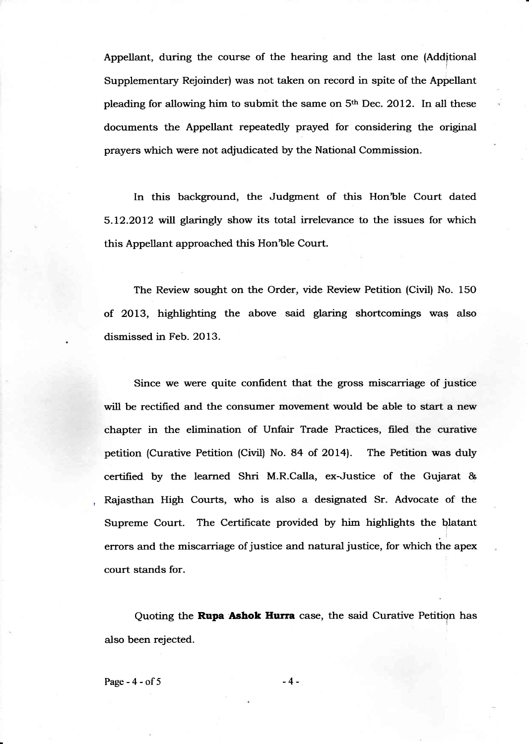Appellant, during the course of the hearing and the last one (Additional Supplementary Rejoinder) was not taken on record in spite of the Appellant pleading for allowing him to submit the same on 5th Dec. 2012. In all these documents the Appellant repeatedly prayed for considering the original prayers which were not adjudicated by the National Commission.

In this background, the Judgment of this Hon'ble Court dated 5.12.2012 will glaringly show its total irrelevance to the issues for which this Appellant approached this Hon'ble Court.

The Review sought on the Order, vide Review Petition (Civil) No. 150 of 2013, highlighting the above said glaring shortcomings was also dismissed in Feb. 2013.

Since we were quite confident that the gross miscarriage of justice will be rectified and the consumer movement would be able to start a new chapter in the elimination of Unfair Trade Practices, filed the curative petition (Curative Petition (Civil) No. 84 of 2014). The Petition was duly certified by the learned Shri M.R.Calla, ex-Justice of the Gujarat & Rajasthan High Courts, who is also a designated Sr. Advocate of the Supreme Court. The Certificate provided by him highlights the blatant errors and the miscarriage of justice and natural justice, for which the apex court stands for.

Quoting the **Rupa Ashok Hurra** case, the said Curative Petition has also been rejected.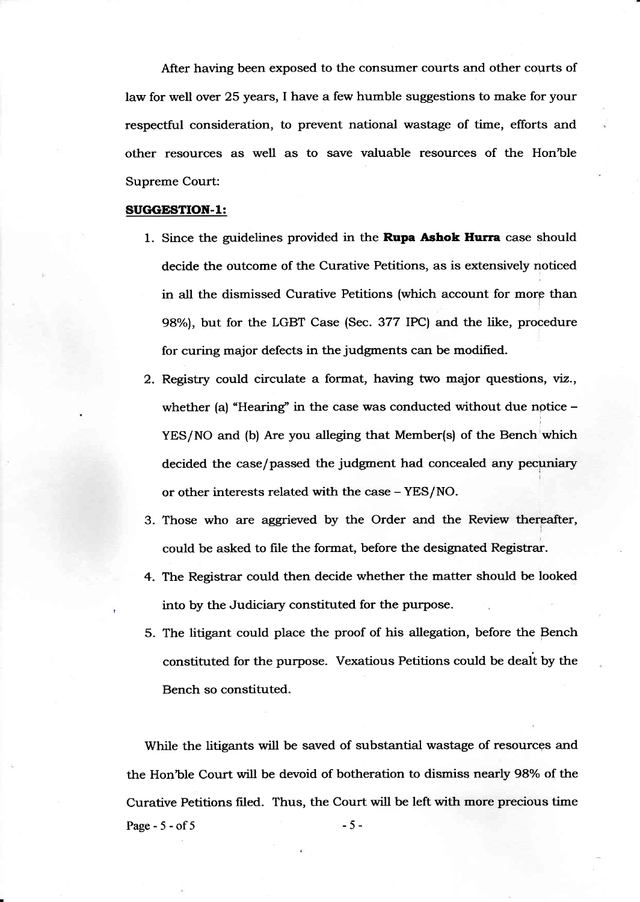After having been exposed to the consumer courts and other courts of law for well over 25 years, I have a few humble suggestions to make for your respectful consideration, to prevent national wastage of time, efforts and other resources as well as to save valuable resources of the Hon'ble Supreme Court:

**SUGGESTION-1:**

1. Since the guidelines provided in the **Rupa Ashok Hurra** case should decide the outcome of the Curative Petitions, as is extensively noticed in all the dismissed Curative Petitions (which account for more than 98%), but for the LGBT Case (Sec. 377 IPC) and the like, procedure for curing major defects in the judgments can be modified.
2. Registry could circulate a format, having two major questions, viz., whether (a) "Hearing" in the case was conducted without due notice – YES/NO and (b) Are you alleging that Member(s) of the Bench which decided the case/passed the judgment had concealed any pecuniary or other interests related with the case – YES/NO.
3. Those who are aggrieved by the Order and the Review thereafter, could be asked to file the format, before the designated Registrar.
4. The Registrar could then decide whether the matter should be looked into by the Judiciary constituted for the purpose.
5. The litigant could place the proof of his allegation, before the Bench constituted for the purpose. Vexatious Petitions could be dealt by the Bench so constituted.

While the litigants will be saved of substantial wastage of resources and the Hon'ble Court will be devoid of botheration to dismiss nearly 98% of the Curative Petitions filed. Thus, the Court will be left with more precious time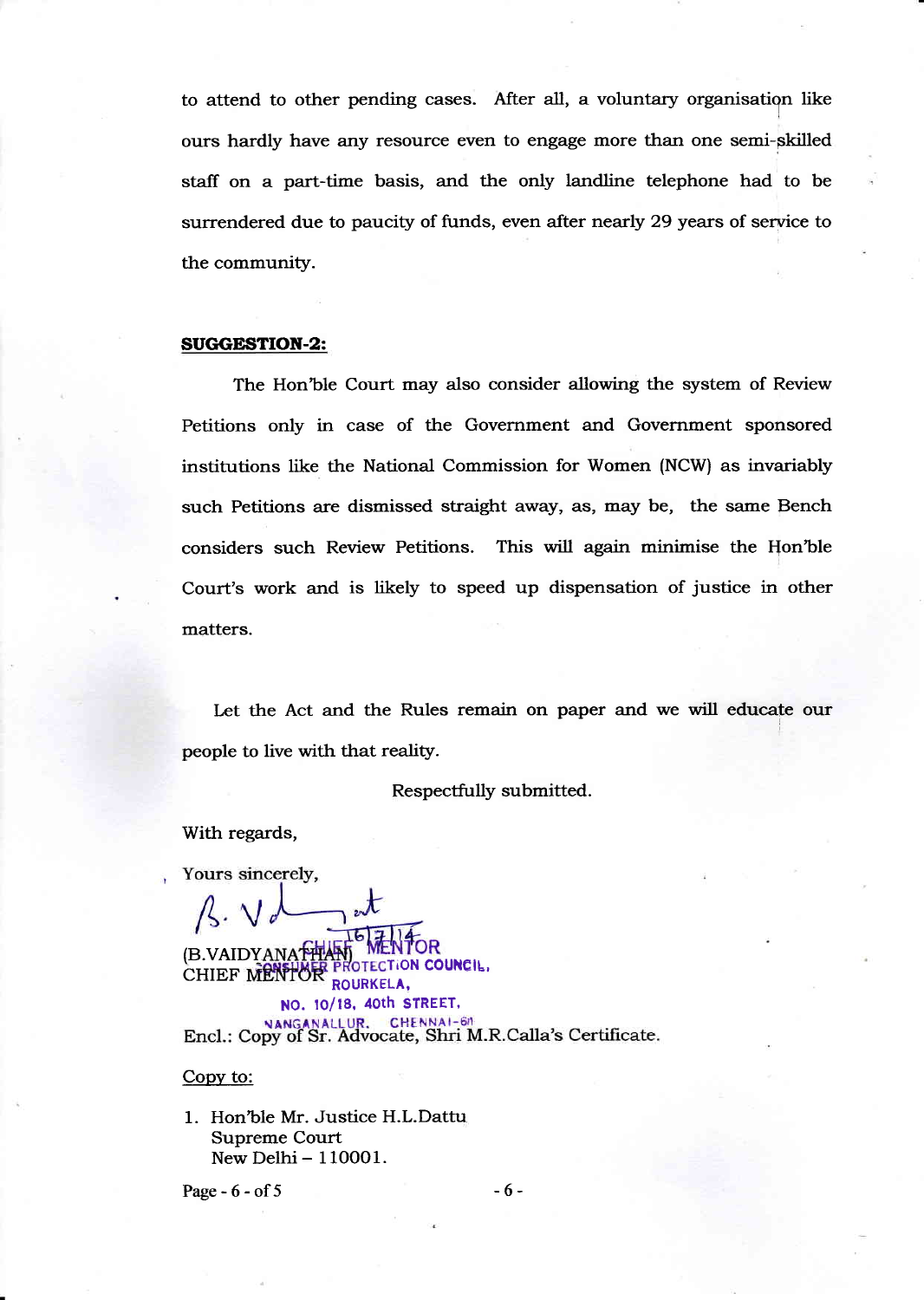to attend to other pending cases. After all, a voluntary organisation like ours hardly have any resource even to engage more than one semi-skilled staff on a part-time basis, and the only landline telephone had to be surrendered due to paucity of funds, even after nearly 29 years of service to the community.

**SUGGESTION-2:**

The Hon'ble Court may also consider allowing the system of Review Petitions only in case of the Government and Government sponsored institutions like the National Commission for Women (NCW) as invariably such Petitions are dismissed straight away, as, may be, the same Bench considers such Review Petitions. This will again minimise the Hon'ble Court's work and is likely to speed up dispensation of justice in other matters.

Let the Act and the Rules remain on paper and we will educate our people to live with that reality.

Respectfully submitted.

With regards,

Yours sincerely,

(B.VAIDYANATHAN)
CHIEF MENTOR

CHIEF MENTOR
CONSUMER PROTECTION COUNCIL,
ROURKELA,
NO. 10/18, 40th STREET,
NANGANALLUR, CHENNAI-61

Encl.: Copy of Sr. Advocate, Shri M.R.Calla's Certificate.

Copy to:

1. Hon'ble Mr. Justice H.L.Dattu
   Supreme Court
   New Delhi – 110001.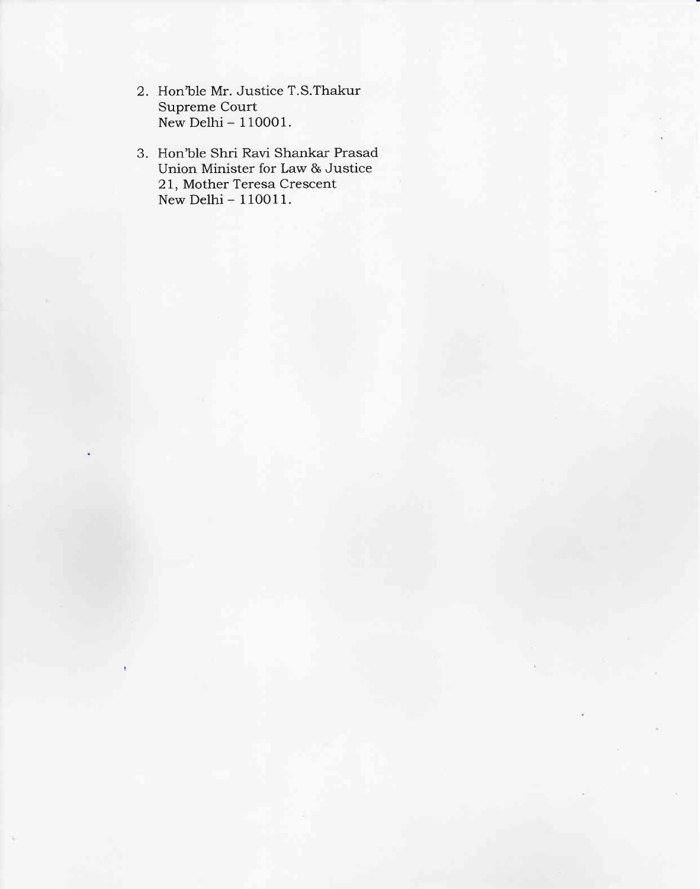2. Hon'ble Mr. Justice T.S.Thakur
   Supreme Court
   New Delhi – 110001.

3. Hon'ble Shri Ravi Shankar Prasad
   Union Minister for Law & Justice
   21, Mother Teresa Crescent
   New Delhi – 110011.